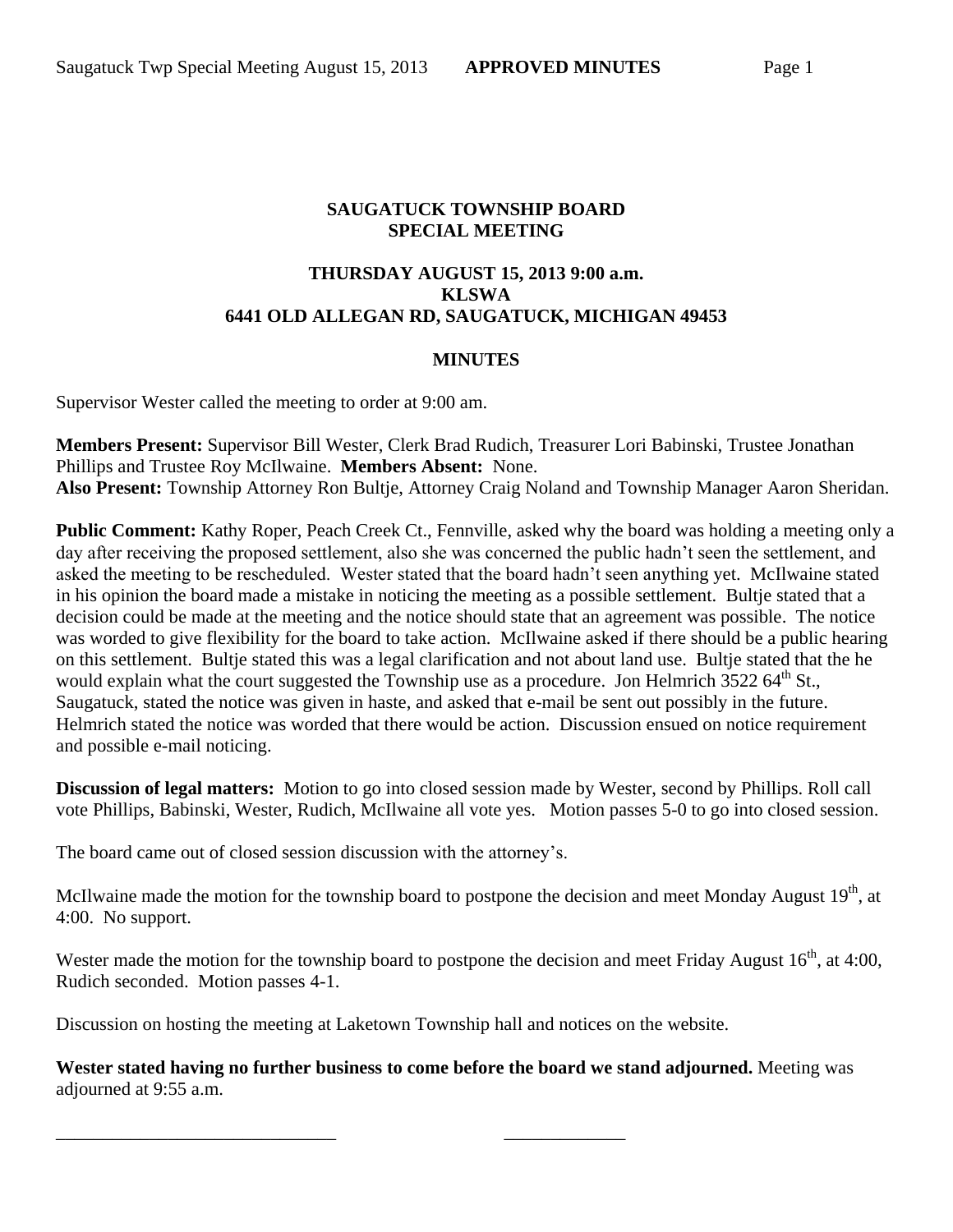**SAUGATUCK TOWNSHIP BOARD**
**SPECIAL MEETING**

**THURSDAY AUGUST 15, 2013 9:00 a.m.**
**KLSWA**
**6441 OLD ALLEGAN RD, SAUGATUCK, MICHIGAN 49453**

**MINUTES**

Supervisor Wester called the meeting to order at 9:00 am.

**Members Present:** Supervisor Bill Wester, Clerk Brad Rudich, Treasurer Lori Babinski, Trustee Jonathan Phillips and Trustee Roy McIlwaine. **Members Absent:** None.
**Also Present:** Township Attorney Ron Bultje, Attorney Craig Noland and Township Manager Aaron Sheridan.

**Public Comment:** Kathy Roper, Peach Creek Ct., Fennville, asked why the board was holding a meeting only a day after receiving the proposed settlement, also she was concerned the public hadn't seen the settlement, and asked the meeting to be rescheduled. Wester stated that the board hadn't seen anything yet. McIlwaine stated in his opinion the board made a mistake in noticing the meeting as a possible settlement. Bultje stated that a decision could be made at the meeting and the notice should state that an agreement was possible. The notice was worded to give flexibility for the board to take action. McIlwaine asked if there should be a public hearing on this settlement. Bultje stated this was a legal clarification and not about land use. Bultje stated that the he would explain what the court suggested the Township use as a procedure. Jon Helmrich 3522 64th St., Saugatuck, stated the notice was given in haste, and asked that e-mail be sent out possibly in the future. Helmrich stated the notice was worded that there would be action. Discussion ensued on notice requirement and possible e-mail noticing.

**Discussion of legal matters:** Motion to go into closed session made by Wester, second by Phillips. Roll call vote Phillips, Babinski, Wester, Rudich, McIlwaine all vote yes. Motion passes 5-0 to go into closed session.

The board came out of closed session discussion with the attorney's.

McIlwaine made the motion for the township board to postpone the decision and meet Monday August 19th, at 4:00. No support.

Wester made the motion for the township board to postpone the decision and meet Friday August 16th, at 4:00, Rudich seconded. Motion passes 4-1.

Discussion on hosting the meeting at Laketown Township hall and notices on the website.

**Wester stated having no further business to come before the board we stand adjourned.** Meeting was adjourned at 9:55 a.m.

\_\_\_\_\_\_\_\_\_\_\_\_\_\_\_\_\_\_\_\_\_\_\_\_\_\_\_\_\_\_ \_\_\_\_\_\_\_\_\_\_\_\_\_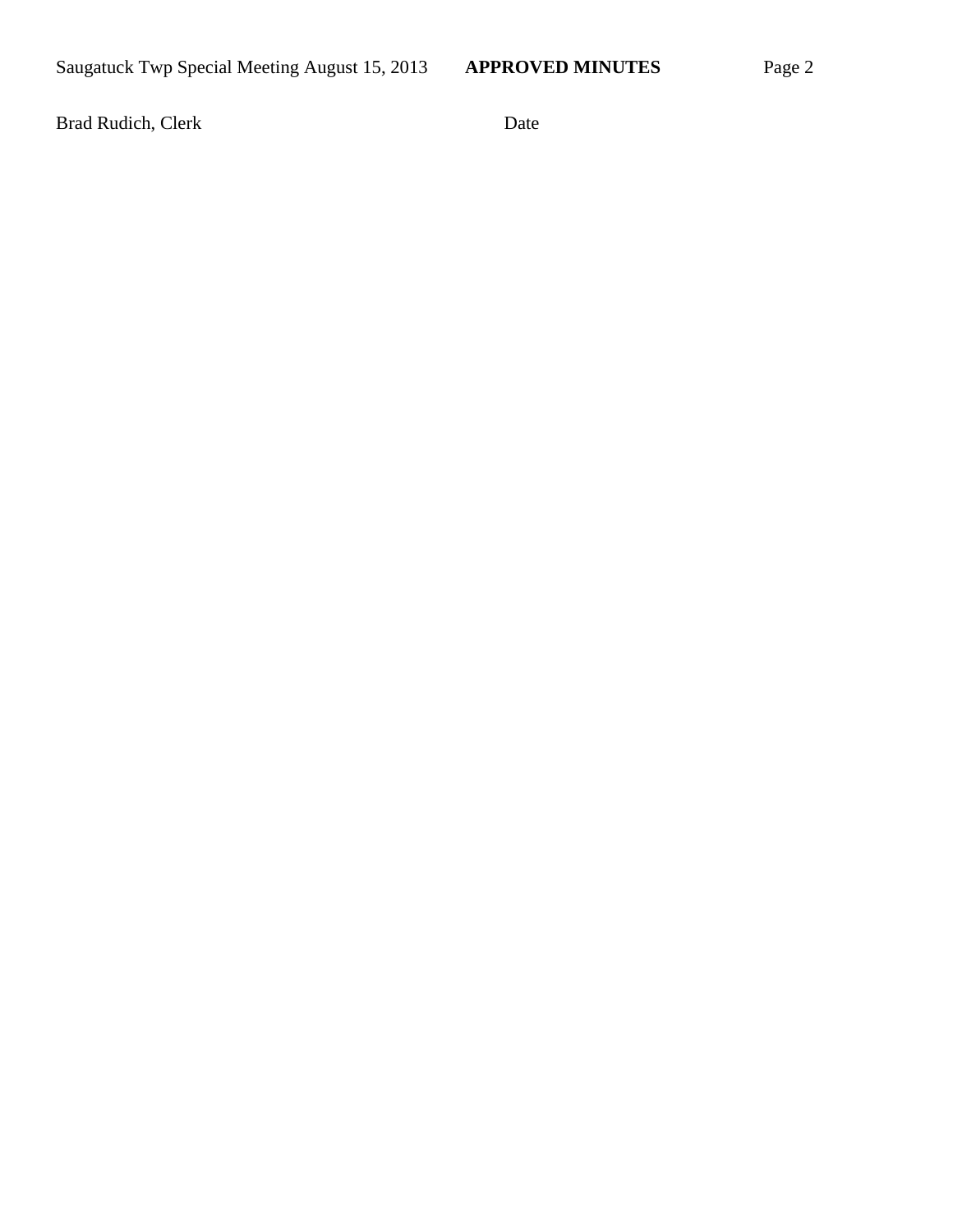Brad Rudich, Clerk Date